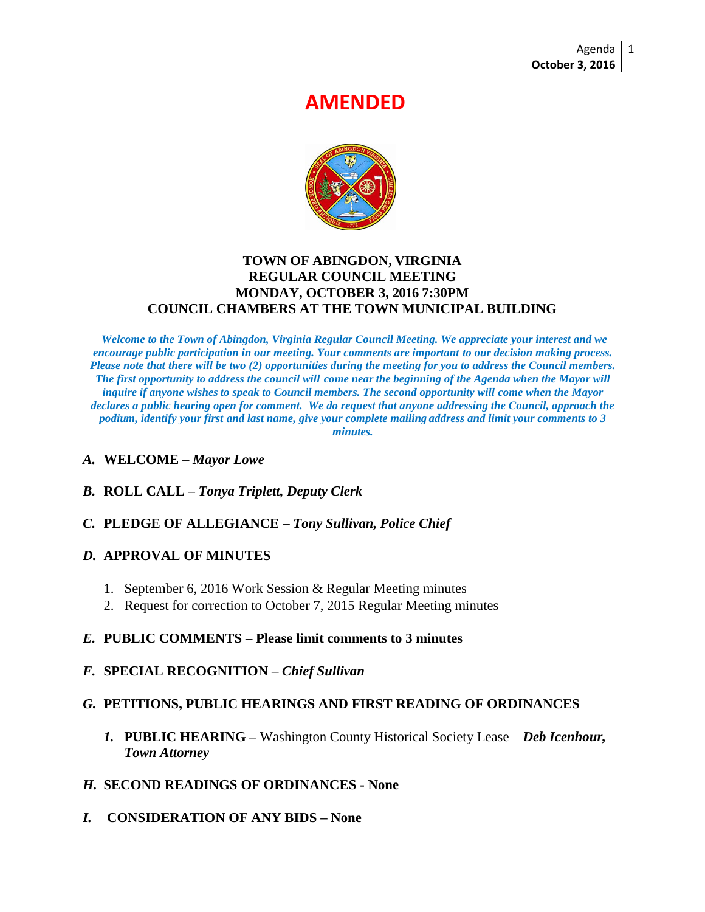# AMENDED

## TOWN OF ABINGDON, VIRGINIA
## REGULAR COUNCIL MEETING
## MONDAY, OCTOBER 3, 2016 7:30PM
## COUNCIL CHAMBERS AT THE TOWN MUNICIPAL BUILDING

***Welcome to the Town of Abingdon, Virginia Regular Council Meeting. We appreciate your interest and we encourage public participation in our meeting. Your comments are important to our decision making process. Please note that there will be two (2) opportunities during the meeting for you to address the Council members. The first opportunity to address the council will come near the beginning of the Agenda when the Mayor will inquire if anyone wishes to speak to Council members. The second opportunity will come when the Mayor declares a public hearing open for comment. We do request that anyone addressing the Council, approach the podium, identify your first and last name, give your complete mailing address and limit your comments to 3 minutes.***

***A.*** **WELCOME –** ***Mayor Lowe***

***B.*** **ROLL CALL –** ***Tonya Triplett, Deputy Clerk***

***C.*** **PLEDGE OF ALLEGIANCE –** ***Tony Sullivan, Police Chief***

***D.*** **APPROVAL OF MINUTES**

1. September 6, 2016 Work Session & Regular Meeting minutes
2. Request for correction to October 7, 2015 Regular Meeting minutes

***E.*** **PUBLIC COMMENTS – Please limit comments to 3 minutes**

***F.*** **SPECIAL RECOGNITION –** ***Chief Sullivan***

***G.*** **PETITIONS, PUBLIC HEARINGS AND FIRST READING OF ORDINANCES**

***1.*** **PUBLIC HEARING –** Washington County Historical Society Lease – ***Deb Icenhour, Town Attorney***

***H.*** **SECOND READINGS OF ORDINANCES - None**

***I.*** **CONSIDERATION OF ANY BIDS – None**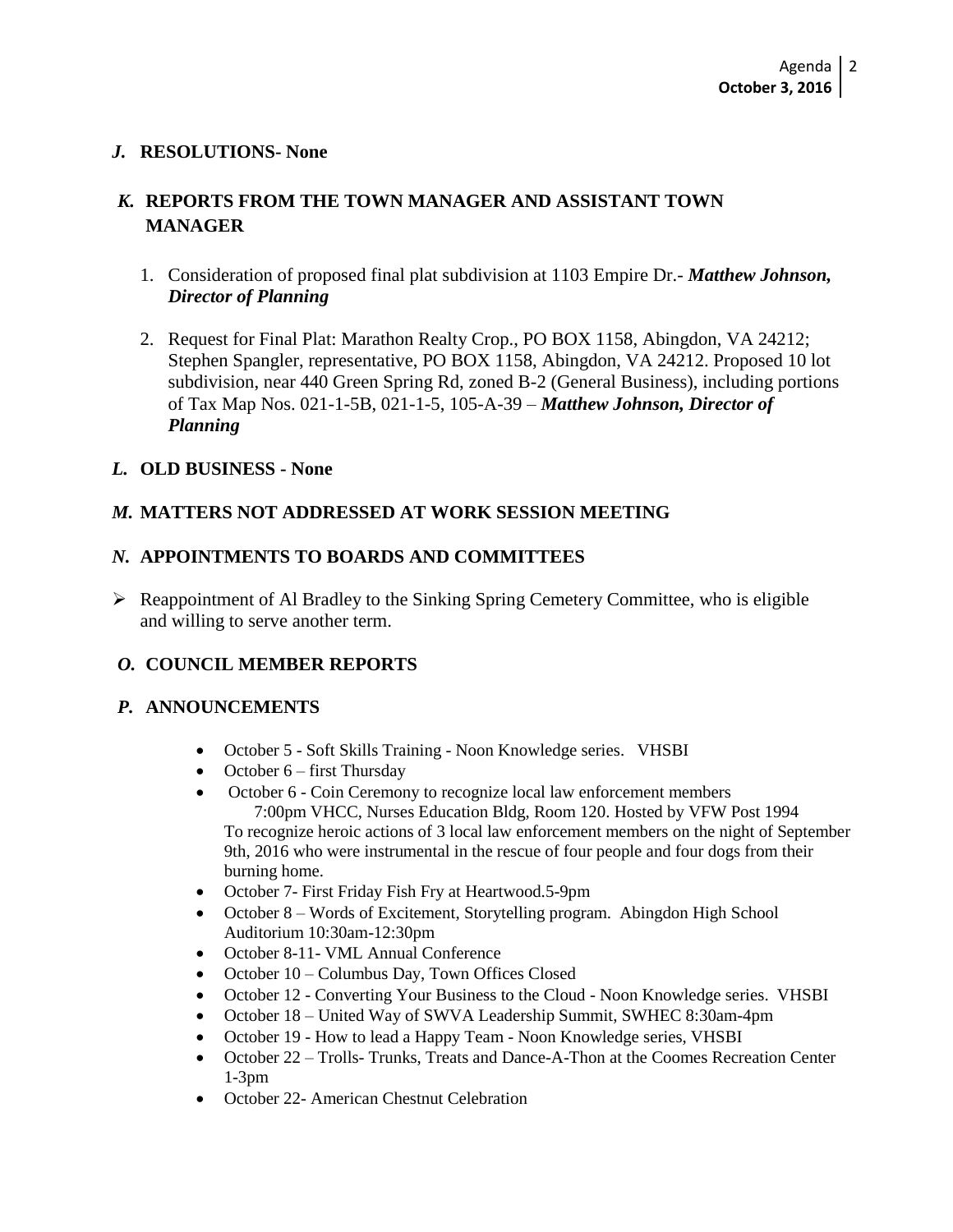## *J.* RESOLUTIONS- None

## *K.* REPORTS FROM THE TOWN MANAGER AND ASSISTANT TOWN MANAGER

1. Consideration of proposed final plat subdivision at 1103 Empire Dr.- ***Matthew Johnson, Director of Planning***

2. Request for Final Plat: Marathon Realty Crop., PO BOX 1158, Abingdon, VA 24212; Stephen Spangler, representative, PO BOX 1158, Abingdon, VA 24212. Proposed 10 lot subdivision, near 440 Green Spring Rd, zoned B-2 (General Business), including portions of Tax Map Nos. 021-1-5B, 021-1-5, 105-A-39 – ***Matthew Johnson, Director of Planning***

## *L.* OLD BUSINESS - None

## *M.* MATTERS NOT ADDRESSED AT WORK SESSION MEETING

## *N.* APPOINTMENTS TO BOARDS AND COMMITTEES

- Reappointment of Al Bradley to the Sinking Spring Cemetery Committee, who is eligible and willing to serve another term.

## *O.* COUNCIL MEMBER REPORTS

## *P.* ANNOUNCEMENTS

- October 5 - Soft Skills Training - Noon Knowledge series. VHSBI
- October 6 – first Thursday
- October 6 - Coin Ceremony to recognize local law enforcement members
  7:00pm VHCC, Nurses Education Bldg, Room 120. Hosted by VFW Post 1994
  To recognize heroic actions of 3 local law enforcement members on the night of September 9th, 2016 who were instrumental in the rescue of four people and four dogs from their burning home.
- October 7- First Friday Fish Fry at Heartwood.5-9pm
- October 8 – Words of Excitement, Storytelling program. Abingdon High School Auditorium 10:30am-12:30pm
- October 8-11- VML Annual Conference
- October 10 – Columbus Day, Town Offices Closed
- October 12 - Converting Your Business to the Cloud - Noon Knowledge series. VHSBI
- October 18 – United Way of SWVA Leadership Summit, SWHEC 8:30am-4pm
- October 19 - How to lead a Happy Team - Noon Knowledge series, VHSBI
- October 22 – Trolls- Trunks, Treats and Dance-A-Thon at the Coomes Recreation Center 1-3pm
- October 22- American Chestnut Celebration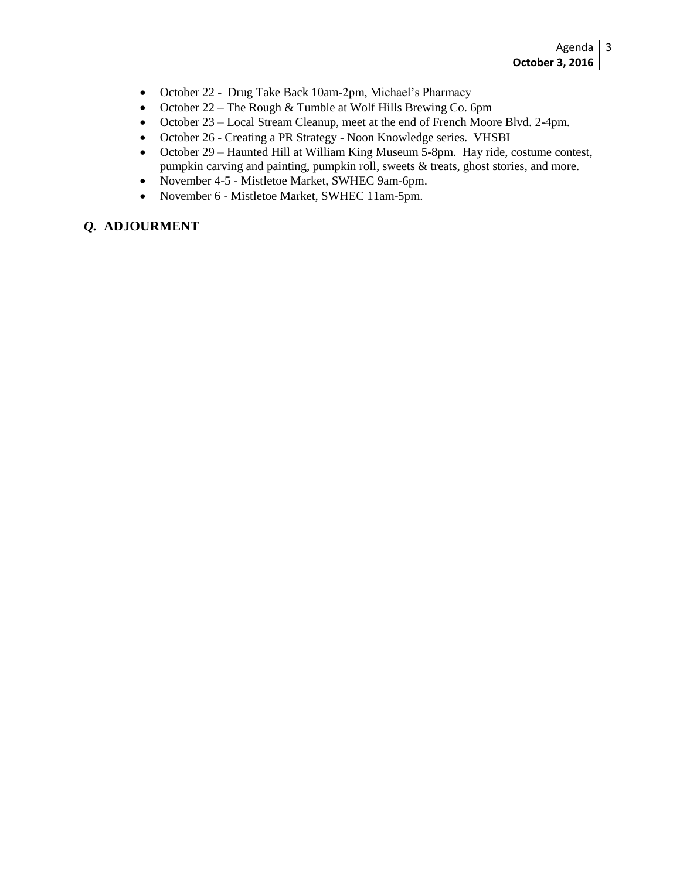- October 22 - Drug Take Back 10am-2pm, Michael's Pharmacy
- October 22 – The Rough & Tumble at Wolf Hills Brewing Co. 6pm
- October 23 – Local Stream Cleanup, meet at the end of French Moore Blvd. 2-4pm.
- October 26 - Creating a PR Strategy - Noon Knowledge series. VHSBI
- October 29 – Haunted Hill at William King Museum 5-8pm. Hay ride, costume contest, pumpkin carving and painting, pumpkin roll, sweets & treats, ghost stories, and more.
- November 4-5 - Mistletoe Market, SWHEC 9am-6pm.
- November 6 - Mistletoe Market, SWHEC 11am-5pm.

## *Q.* ADJOURMENT